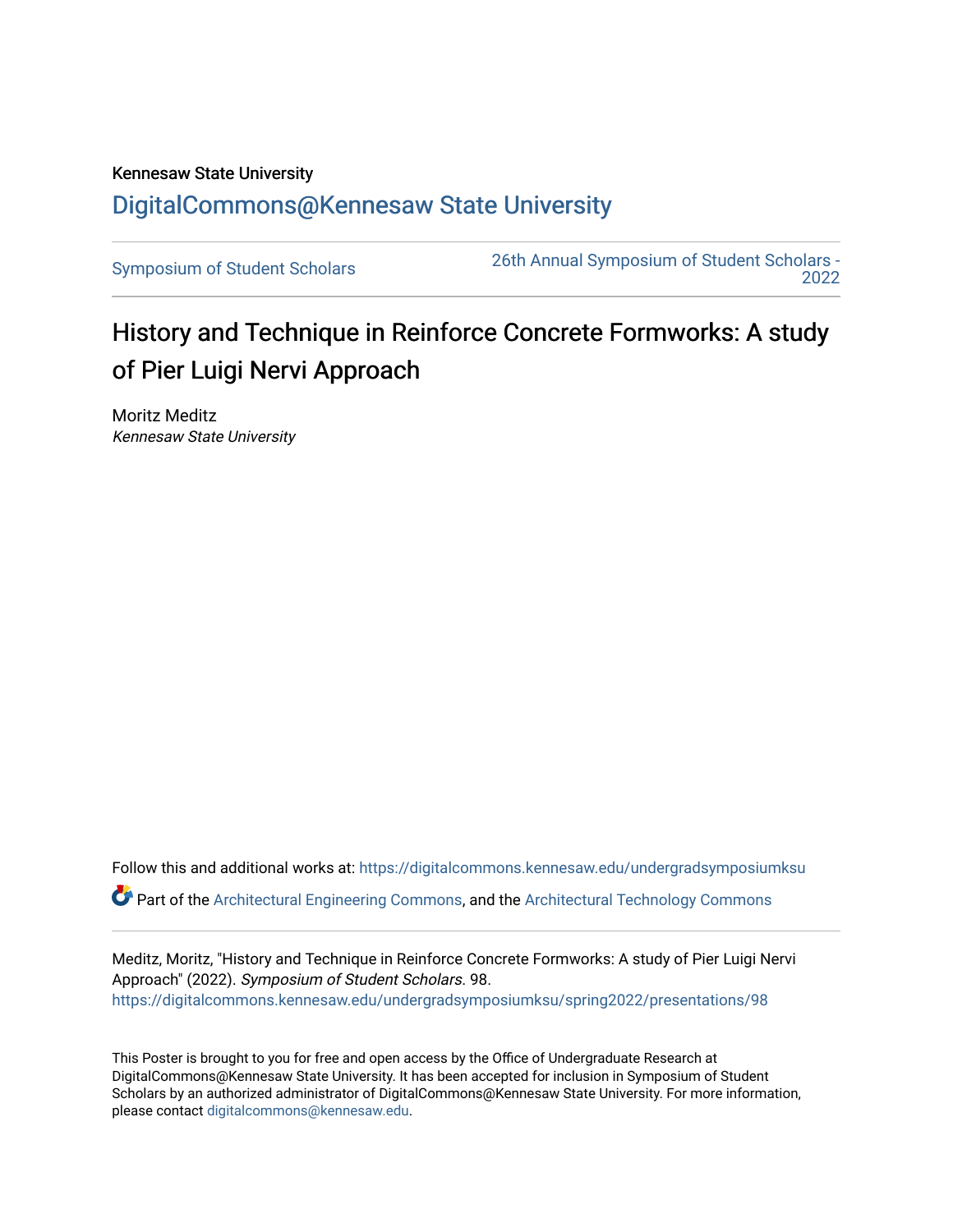Kennesaw State University

# DigitalCommons@Kennesaw State University

Symposium of Student Scholars

26th Annual Symposium of Student Scholars - 2022

## History and Technique in Reinforce Concrete Formworks: A study of Pier Luigi Nervi Approach

Moritz Meditz
*Kennesaw State University*

Follow this and additional works at: https://digitalcommons.kennesaw.edu/undergradsymposiumksu

Part of the Architectural Engineering Commons, and the Architectural Technology Commons

Meditz, Moritz, "History and Technique in Reinforce Concrete Formworks: A study of Pier Luigi Nervi Approach" (2022). *Symposium of Student Scholars*. 98.
https://digitalcommons.kennesaw.edu/undergradsymposiumksu/spring2022/presentations/98

This Poster is brought to you for free and open access by the Office of Undergraduate Research at DigitalCommons@Kennesaw State University. It has been accepted for inclusion in Symposium of Student Scholars by an authorized administrator of DigitalCommons@Kennesaw State University. For more information, please contact digitalcommons@kennesaw.edu.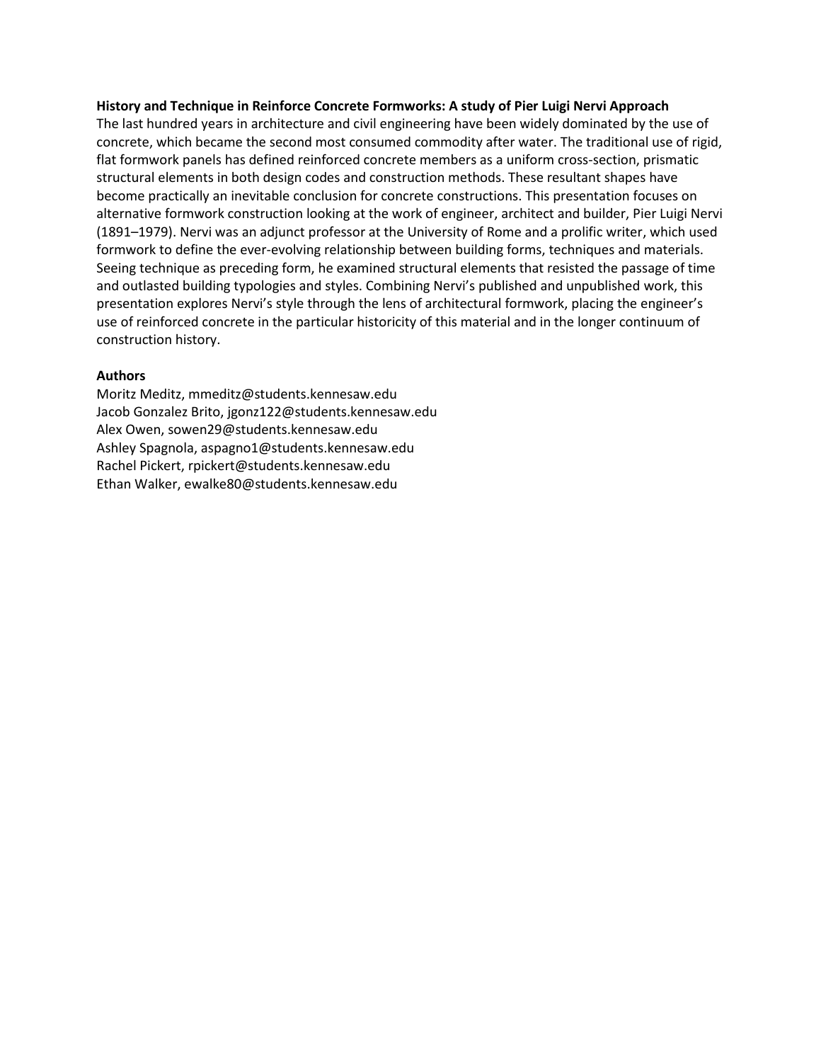**History and Technique in Reinforce Concrete Formworks: A study of Pier Luigi Nervi Approach**

The last hundred years in architecture and civil engineering have been widely dominated by the use of concrete, which became the second most consumed commodity after water. The traditional use of rigid, flat formwork panels has defined reinforced concrete members as a uniform cross-section, prismatic structural elements in both design codes and construction methods. These resultant shapes have become practically an inevitable conclusion for concrete constructions. This presentation focuses on alternative formwork construction looking at the work of engineer, architect and builder, Pier Luigi Nervi (1891–1979). Nervi was an adjunct professor at the University of Rome and a prolific writer, which used formwork to define the ever-evolving relationship between building forms, techniques and materials. Seeing technique as preceding form, he examined structural elements that resisted the passage of time and outlasted building typologies and styles. Combining Nervi's published and unpublished work, this presentation explores Nervi's style through the lens of architectural formwork, placing the engineer's use of reinforced concrete in the particular historicity of this material and in the longer continuum of construction history.

**Authors**

Moritz Meditz, mmeditz@students.kennesaw.edu
Jacob Gonzalez Brito, jgonz122@students.kennesaw.edu
Alex Owen, sowen29@students.kennesaw.edu
Ashley Spagnola, aspagno1@students.kennesaw.edu
Rachel Pickert, rpickert@students.kennesaw.edu
Ethan Walker, ewalke80@students.kennesaw.edu